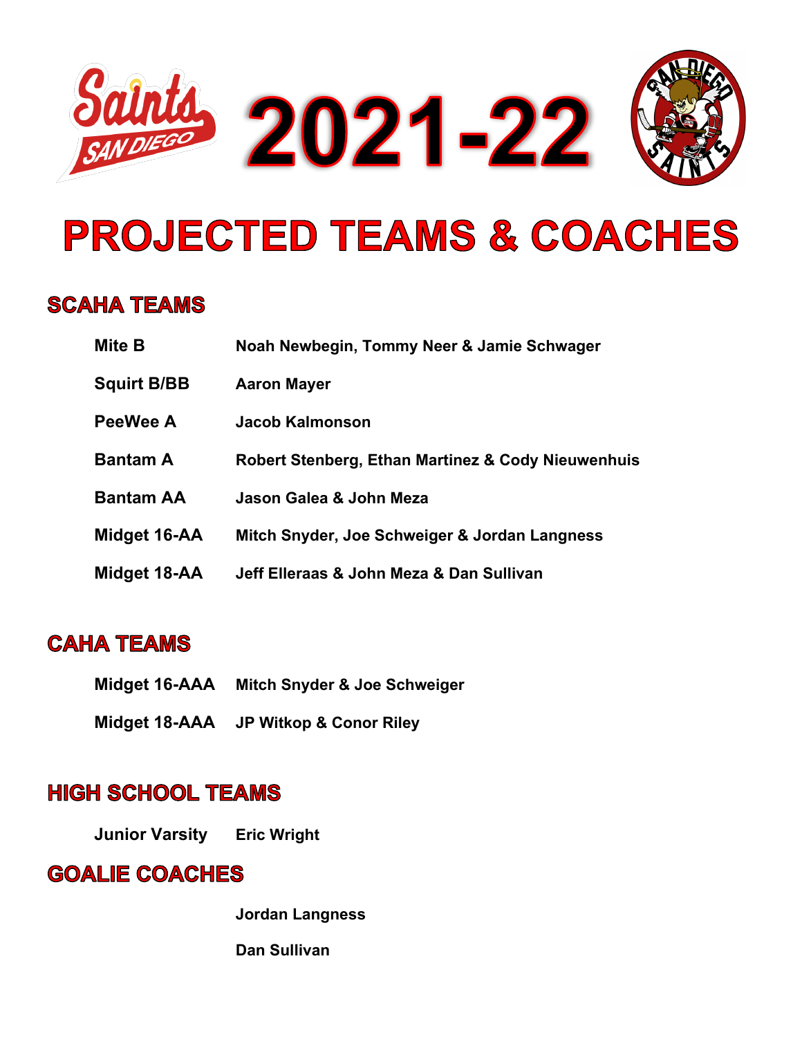# 2021-22

# PROJECTED TEAMS & COACHES

## SCAHA TEAMS

| | |
|---|---|
| **Mite B** | **Noah Newbegin, Tommy Neer & Jamie Schwager** |
| **Squirt B/BB** | **Aaron Mayer** |
| **PeeWee A** | **Jacob Kalmonson** |
| **Bantam A** | **Robert Stenberg, Ethan Martinez & Cody Nieuwenhuis** |
| **Bantam AA** | **Jason Galea & John Meza** |
| **Midget 16-AA** | **Mitch Snyder, Joe Schweiger & Jordan Langness** |
| **Midget 18-AA** | **Jeff Elleraas & John Meza & Dan Sullivan** |

## CAHA TEAMS

| | |
|---|---|
| **Midget 16-AAA** | **Mitch Snyder & Joe Schweiger** |
| **Midget 18-AAA** | **JP Witkop & Conor Riley** |

## HIGH SCHOOL TEAMS

| | |
|---|---|
| **Junior Varsity** | **Eric Wright** |

## GOALIE COACHES

**Jordan Langness**

**Dan Sullivan**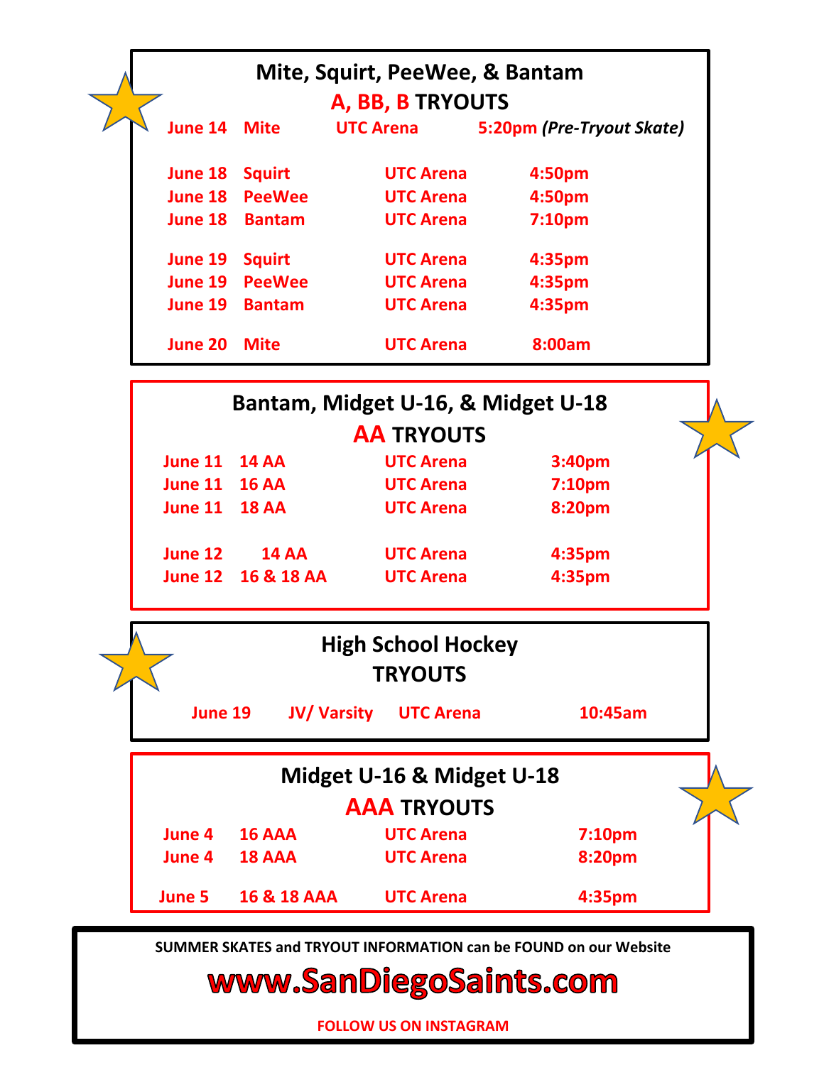## Mite, Squirt, PeeWee, & Bantam

### A, BB, B TRYOUTS

| | | | |
|---|---|---|---|
| June 14 | Mite | UTC Arena | 5:20pm *(Pre-Tryout Skate)* |
| June 18 | Squirt | UTC Arena | 4:50pm |
| June 18 | PeeWee | UTC Arena | 4:50pm |
| June 18 | Bantam | UTC Arena | 7:10pm |
| June 19 | Squirt | UTC Arena | 4:35pm |
| June 19 | PeeWee | UTC Arena | 4:35pm |
| June 19 | Bantam | UTC Arena | 4:35pm |
| June 20 | Mite | UTC Arena | 8:00am |

## Bantam, Midget U-16, & Midget U-18

### AA TRYOUTS

| | | | |
|---|---|---|---|
| June 11 | 14 AA | UTC Arena | 3:40pm |
| June 11 | 16 AA | UTC Arena | 7:10pm |
| June 11 | 18 AA | UTC Arena | 8:20pm |
| June 12 | 14 AA | UTC Arena | 4:35pm |
| June 12 | 16 & 18 AA | UTC Arena | 4:35pm |

## High School Hockey

### TRYOUTS

| | | | |
|---|---|---|---|
| June 19 | JV/ Varsity | UTC Arena | 10:45am |

## Midget U-16 & Midget U-18

### AAA TRYOUTS

| | | | |
|---|---|---|---|
| June 4 | 16 AAA | UTC Arena | 7:10pm |
| June 4 | 18 AAA | UTC Arena | 8:20pm |
| June 5 | 16 & 18 AAA | UTC Arena | 4:35pm |

**SUMMER SKATES and TRYOUT INFORMATION can be FOUND on our Website**

# www.SanDiegoSaints.com

**FOLLOW US ON INSTAGRAM**